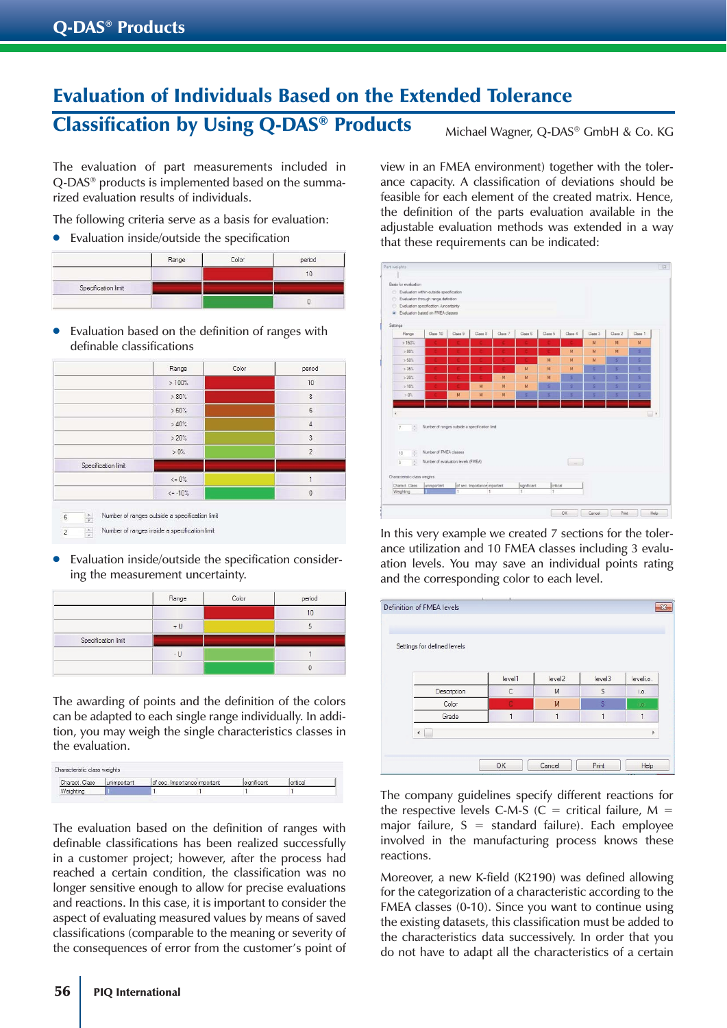# Evaluation of Individuals Based on the Extended Tolerance Classification by Using Q-DAS® Products

Michael Wagner, Q-DAS® GmbH & Co. KG

The evaluation of part measurements included in Q-DAS® products is implemented based on the summarized evaluation results of individuals.

The following criteria serve as a basis for evaluation:

- Evaluation inside/outside the specification

| | Range | Color | period |
|---|---|---|---|
| | | | 10 |
| Specification limit | | | |
| | | | 0 |

- Evaluation based on the definition of ranges with definable classifications

| | Range | Color | period |
|---|---|---|---|
| | > 100% | | 10 |
| | > 80% | | 8 |
| | > 60% | | 6 |
| | > 40% | | 4 |
| | > 20% | | 3 |
| | > 0% | | 2 |
| Specification limit | | | |
| | <= 0% | | 1 |
| | <= -10% | | 0 |

6 Number of ranges outside a specification limit
2 Number of ranges inside a specification limit

- Evaluation inside/outside the specification considering the measurement uncertainty.

| | Range | Color | period |
|---|---|---|---|
| | | | 10 |
| | + U | | 5 |
| Specification limit | | | |
| | - U | | 1 |
| | | | 0 |

The awarding of points and the definition of the colors can be adapted to each single range individually. In addition, you may weigh the single characteristics classes in the evaluation.

Characteristic class weights

| Charact. Class | unimportant | of sec. Importance | important | significant | critical |
|---|---|---|---|---|---|
| Weighting | 1 | 1 | 1 | 1 | 1 |

The evaluation based on the definition of ranges with definable classifications has been realized successfully in a customer project; however, after the process had reached a certain condition, the classification was no longer sensitive enough to allow for precise evaluations and reactions. In this case, it is important to consider the aspect of evaluating measured values by means of saved classifications (comparable to the meaning or severity of the consequences of error from the customer's point of view in an FMEA environment) together with the tolerance capacity. A classification of deviations should be feasible for each element of the created matrix. Hence, the definition of the parts evaluation available in the adjustable evaluation methods was extended in a way that these requirements can be indicated:

In this very example we created 7 sections for the tolerance utilization and 10 FMEA classes including 3 evaluation levels. You may save an individual points rating and the corresponding color to each level.

Definition of FMEA levels

Settings for defined levels

| | level1 | level2 | level3 | leveli.o. |
|---|---|---|---|---|
| Description | C | M | S | i.o |
| Color | C | M | S | i.o |
| Grade | 1 | 1 | 1 | 1 |

The company guidelines specify different reactions for the respective levels C-M-S (C = critical failure, M = major failure, S = standard failure). Each employee involved in the manufacturing process knows these reactions.

Moreover, a new K-field (K2190) was defined allowing for the categorization of a characteristic according to the FMEA classes (0-10). Since you want to continue using the existing datasets, this classification must be added to the characteristics data successively. In order that you do not have to adapt all the characteristics of a certain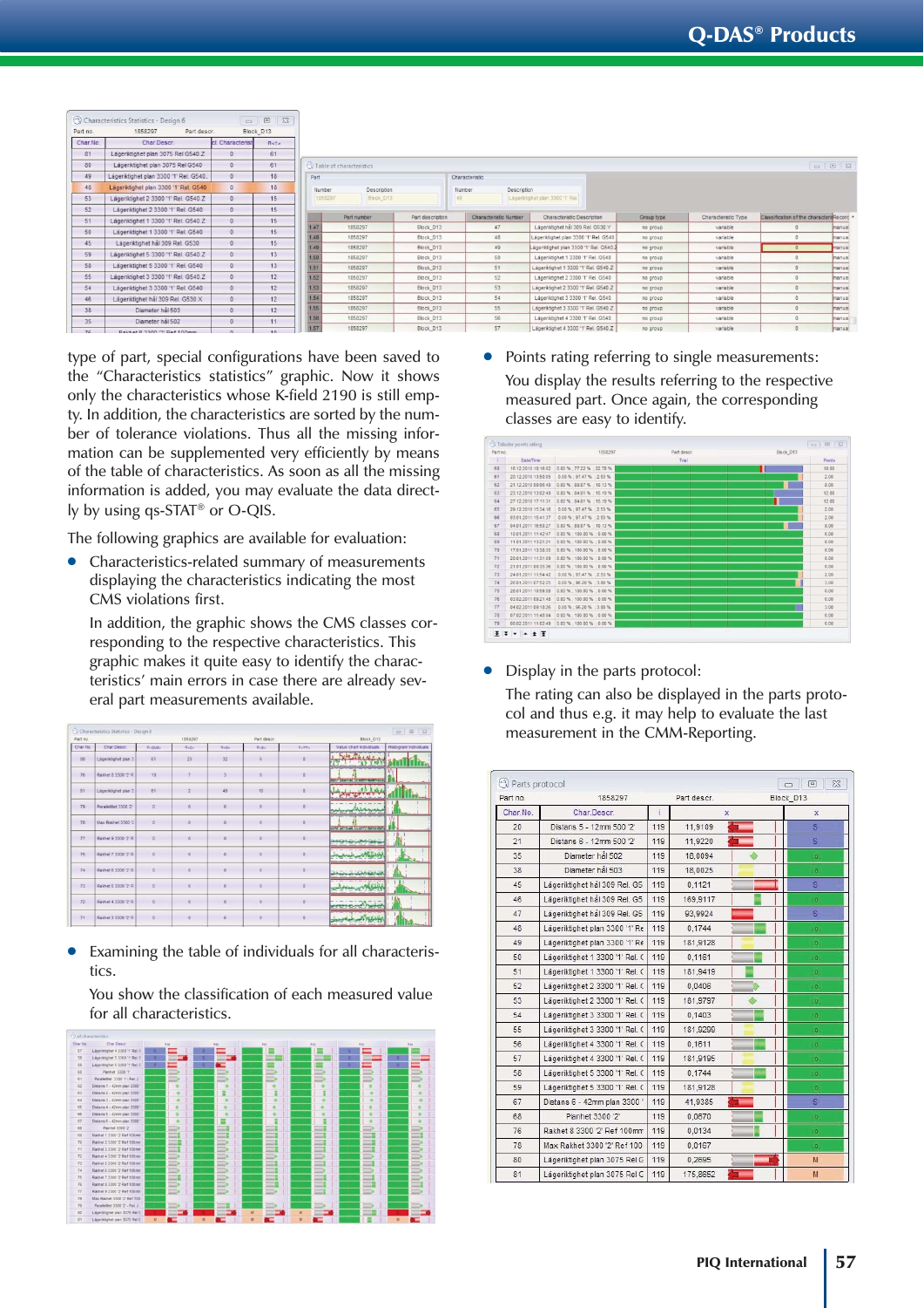type of part, special configurations have been saved to the "Characteristics statistics" graphic. Now it shows only the characteristics whose K-field 2190 is still empty. In addition, the characteristics are sorted by the number of tolerance violations. Thus all the missing information can be supplemented very efficiently by means of the table of characteristics. As soon as all the missing information is added, you may evaluate the data directly by using qs-STAT® or O-QIS.

The following graphics are available for evaluation:

- Characteristics-related summary of measurements displaying the characteristics indicating the most CMS violations first.

  In addition, the graphic shows the CMS classes corresponding to the respective characteristics. This graphic makes it quite easy to identify the characteristics' main errors in case there are already several part measurements available.

- Examining the table of individuals for all characteristics.

  You show the classification of each measured value for all characteristics.

- Points rating referring to single measurements:

  You display the results referring to the respective measured part. Once again, the corresponding classes are easy to identify.

- Display in the parts protocol:

  The rating can also be displayed in the parts protocol and thus e.g. it may help to evaluate the last measurement in the CMM-Reporting.